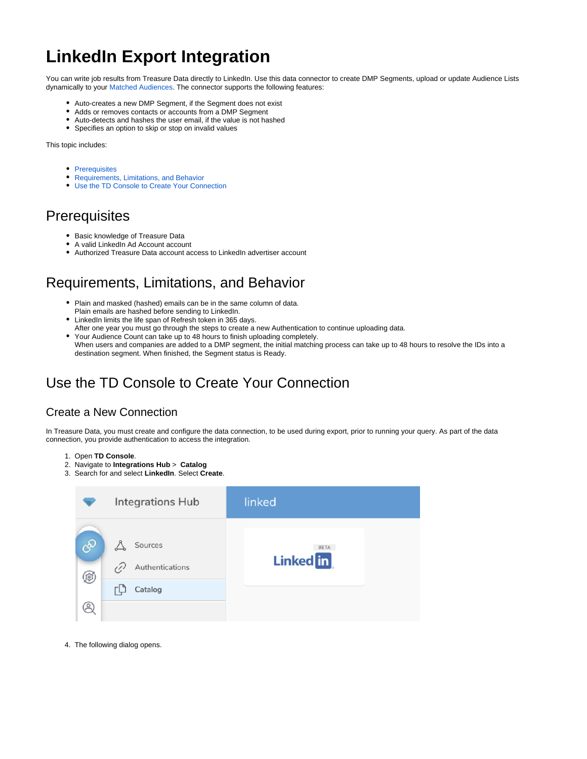# LinkedIn Export Integration

You can write job results from Treasure Data directly to LinkedIn. Use this data connector to create DMP Segments, upload or update Audience Lists dynamically to your Matched Audiences. The connector supports the following features:

- Auto-creates a new DMP Segment, if the Segment does not exist
- Adds or removes contacts or accounts from a DMP Segment
- Auto-detects and hashes the user email, if the value is not hashed
- Specifies an option to skip or stop on invalid values

This topic includes:

- Prerequisites
- Requirements, Limitations, and Behavior
- Use the TD Console to Create Your Connection

## Prerequisites

- Basic knowledge of Treasure Data
- A valid LinkedIn Ad Account account
- Authorized Treasure Data account access to LinkedIn advertiser account

## Requirements, Limitations, and Behavior

- Plain and masked (hashed) emails can be in the same column of data.
  Plain emails are hashed before sending to LinkedIn.
- LinkedIn limits the life span of Refresh token in 365 days.
  After one year you must go through the steps to create a new Authentication to continue uploading data.
- Your Audience Count can take up to 48 hours to finish uploading completely.
  When users and companies are added to a DMP segment, the initial matching process can take up to 48 hours to resolve the IDs into a destination segment. When finished, the Segment status is Ready.

## Use the TD Console to Create Your Connection

### Create a New Connection

In Treasure Data, you must create and configure the data connection, to be used during export, prior to running your query. As part of the data connection, you provide authentication to access the integration.

1. Open **TD Console**.
2. Navigate to **Integrations Hub** > **Catalog**
3. Search for and select **LinkedIn**. Select **Create**.
4. The following dialog opens.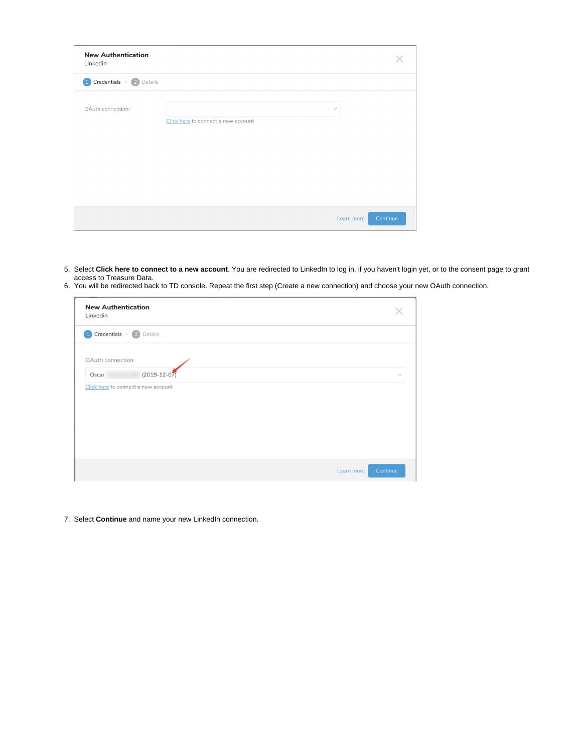5. Select **Click here to connect to a new account**. You are redirected to LinkedIn to log in, if you haven't login yet, or to the consent page to grant access to Treasure Data.
6. You will be redirected back to TD console. Repeat the first step (Create a new connection) and choose your new OAuth connection.

7. Select **Continue** and name your new LinkedIn connection.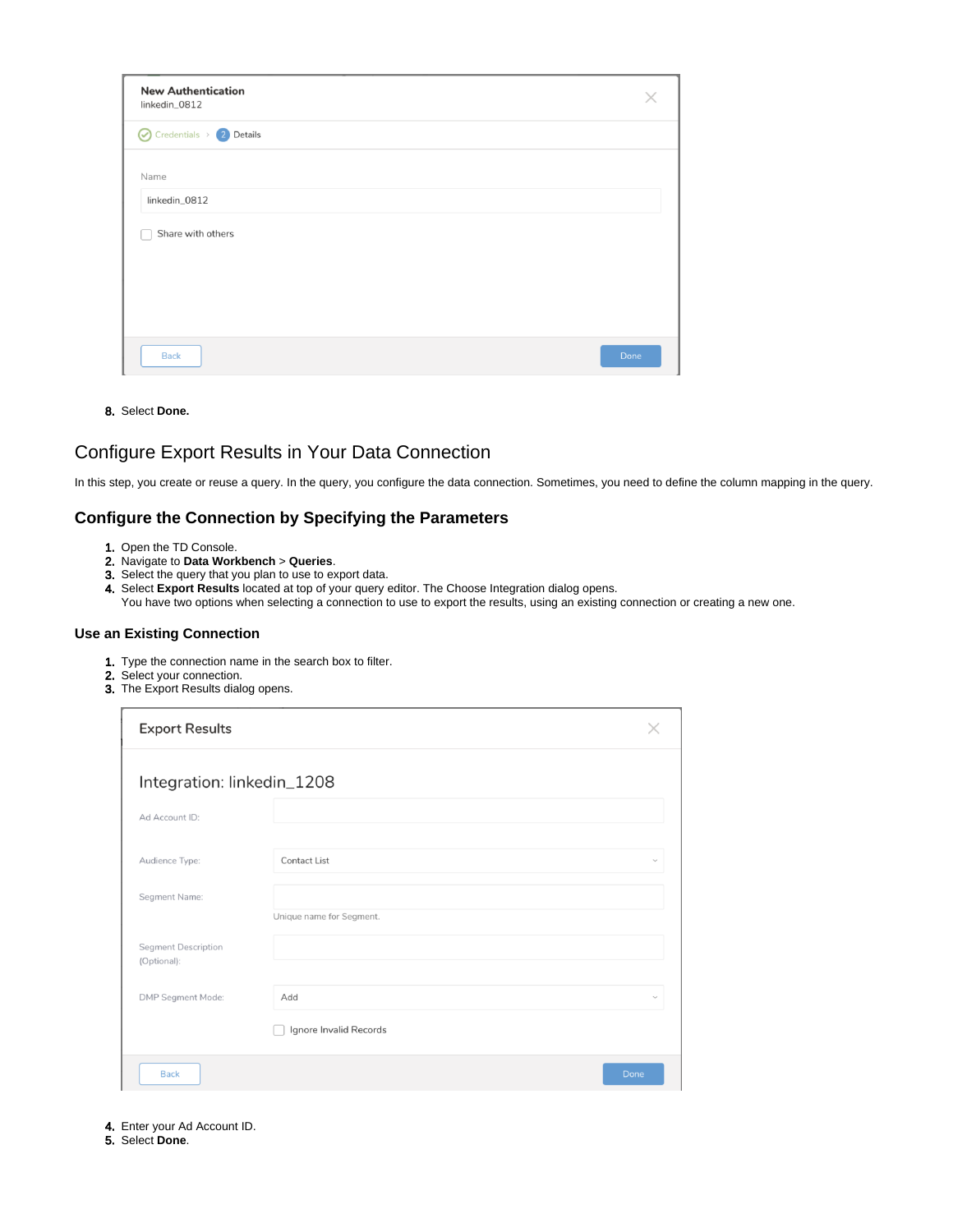8. Select **Done.**

## Configure Export Results in Your Data Connection

In this step, you create or reuse a query. In the query, you configure the data connection. Sometimes, you need to define the column mapping in the query.

### Configure the Connection by Specifying the Parameters

1. Open the TD Console.
2. Navigate to **Data Workbench** > **Queries**.
3. Select the query that you plan to use to export data.
4. Select **Export Results** located at top of your query editor. The Choose Integration dialog opens.
   You have two options when selecting a connection to use to export the results, using an existing connection or creating a new one.

#### Use an Existing Connection

1. Type the connection name in the search box to filter.
2. Select your connection.
3. The Export Results dialog opens.

4. Enter your Ad Account ID.
5. Select **Done**.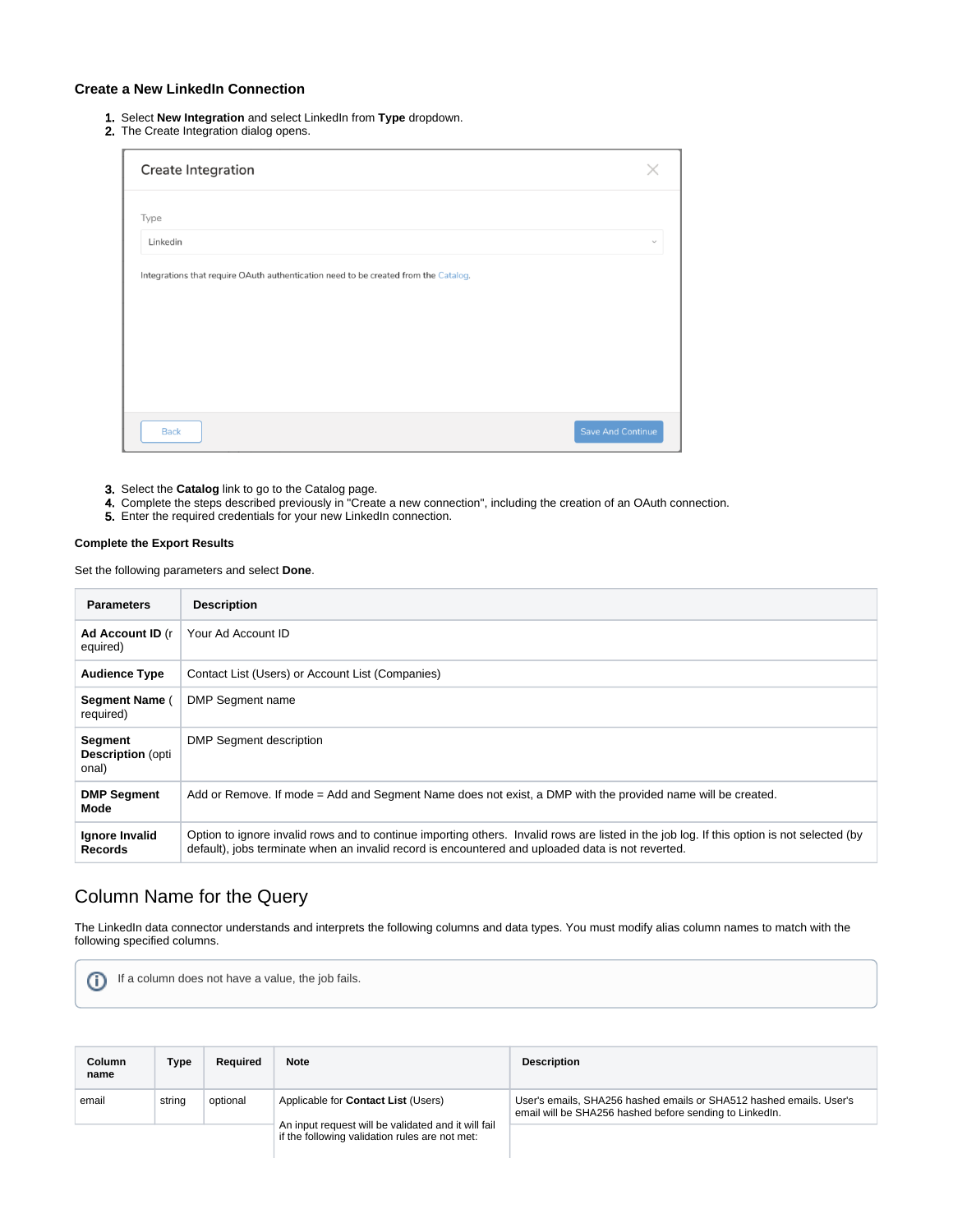### Create a New LinkedIn Connection

1. Select **New Integration** and select LinkedIn from **Type** dropdown.
2. The Create Integration dialog opens.

3. Select the **Catalog** link to go to the Catalog page.
4. Complete the steps described previously in "Create a new connection", including the creation of an OAuth connection.
5. Enter the required credentials for your new LinkedIn connection.

#### Complete the Export Results

Set the following parameters and select **Done**.

| Parameters | Description |
|---|---|
| **Ad Account ID** (required) | Your Ad Account ID |
| **Audience Type** | Contact List (Users) or Account List (Companies) |
| **Segment Name** (required) | DMP Segment name |
| **Segment Description** (optional) | DMP Segment description |
| **DMP Segment Mode** | Add or Remove. If mode = Add and Segment Name does not exist, a DMP with the provided name will be created. |
| **Ignore Invalid Records** | Option to ignore invalid rows and to continue importing others. Invalid rows are listed in the job log. If this option is not selected (by default), jobs terminate when an invalid record is encountered and uploaded data is not reverted. |

## Column Name for the Query

The LinkedIn data connector understands and interprets the following columns and data types. You must modify alias column names to match with the following specified columns.

> If a column does not have a value, the job fails.

| Column name | Type | Required | Note | Description |
|---|---|---|---|---|
| email | string | optional | Applicable for **Contact List** (Users)<br><br>An input request will be validated and it will fail if the following validation rules are not met: | User's emails, SHA256 hashed emails or SHA512 hashed emails. User's email will be SHA256 hashed before sending to LinkedIn. |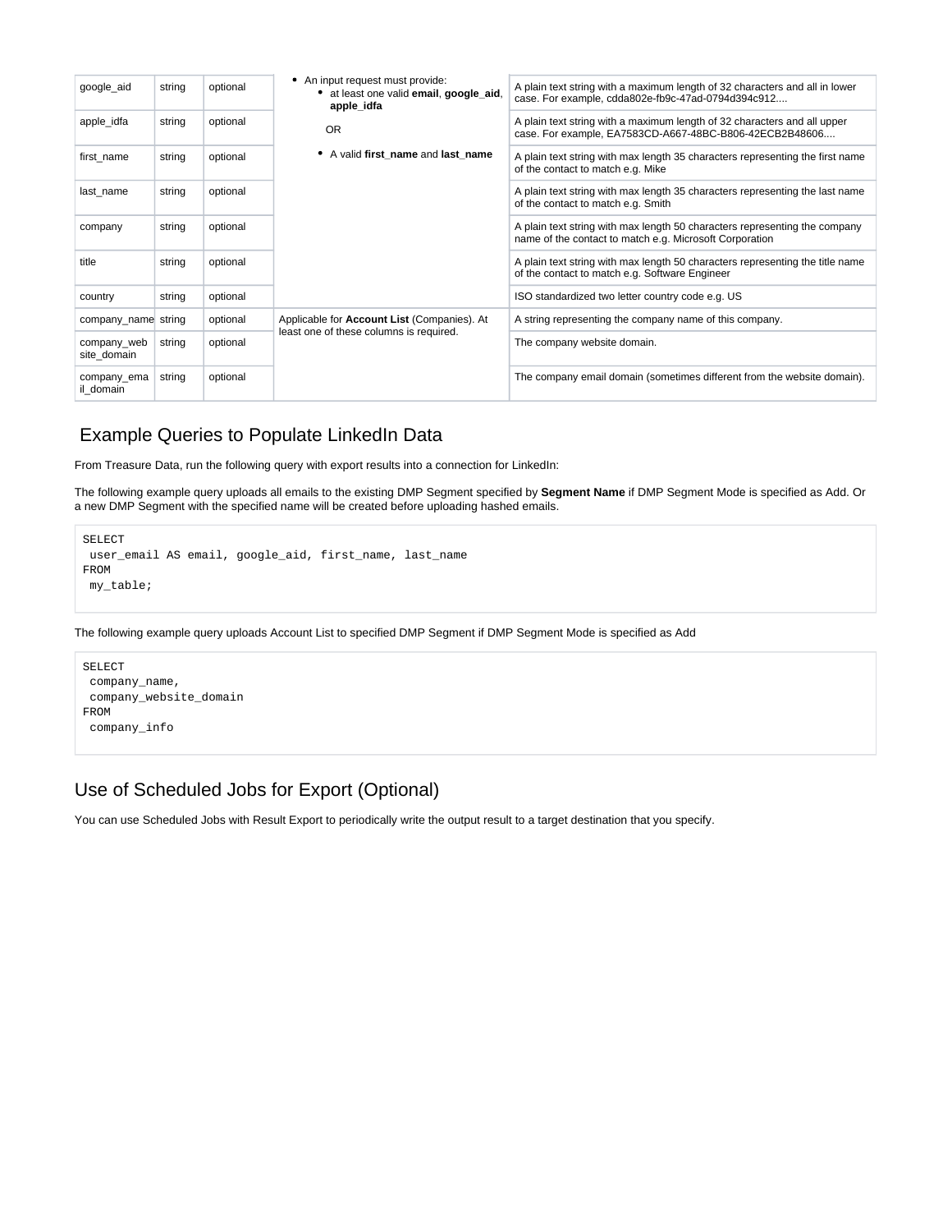| | | | | |
|---|---|---|---|---|
| google_aid | string | optional | • An input request must provide:<br>  • at least one valid **email**, **google_aid**, **apple_idfa**<br>OR<br>• A valid **first_name** and **last_name** | A plain text string with a maximum length of 32 characters and all in lower case. For example, cdda802e-fb9c-47ad-0794d394c912.... |
| apple_idfa | string | optional | | A plain text string with a maximum length of 32 characters and all upper case. For example, EA7583CD-A667-48BC-B806-42ECB2B48606.... |
| first_name | string | optional | | A plain text string with max length 35 characters representing the first name of the contact to match e.g. Mike |
| last_name | string | optional | | A plain text string with max length 35 characters representing the last name of the contact to match e.g. Smith |
| company | string | optional | | A plain text string with max length 50 characters representing the company name of the contact to match e.g. Microsoft Corporation |
| title | string | optional | | A plain text string with max length 50 characters representing the title name of the contact to match e.g. Software Engineer |
| country | string | optional | | ISO standardized two letter country code e.g. US |
| company_name | string | optional | Applicable for **Account List** (Companies). At least one of these columns is required. | A string representing the company name of this company. |
| company_website_domain | string | optional | | The company website domain. |
| company_email_domain | string | optional | | The company email domain (sometimes different from the website domain). |

## Example Queries to Populate LinkedIn Data

From Treasure Data, run the following query with export results into a connection for LinkedIn:

The following example query uploads all emails to the existing DMP Segment specified by **Segment Name** if DMP Segment Mode is specified as Add. Or a new DMP Segment with the specified name will be created before uploading hashed emails.

```
SELECT
 user_email AS email, google_aid, first_name, last_name
FROM
 my_table;
```

The following example query uploads Account List to specified DMP Segment if DMP Segment Mode is specified as Add

```
SELECT
 company_name,
 company_website_domain
FROM
 company_info
```

## Use of Scheduled Jobs for Export (Optional)

You can use Scheduled Jobs with Result Export to periodically write the output result to a target destination that you specify.